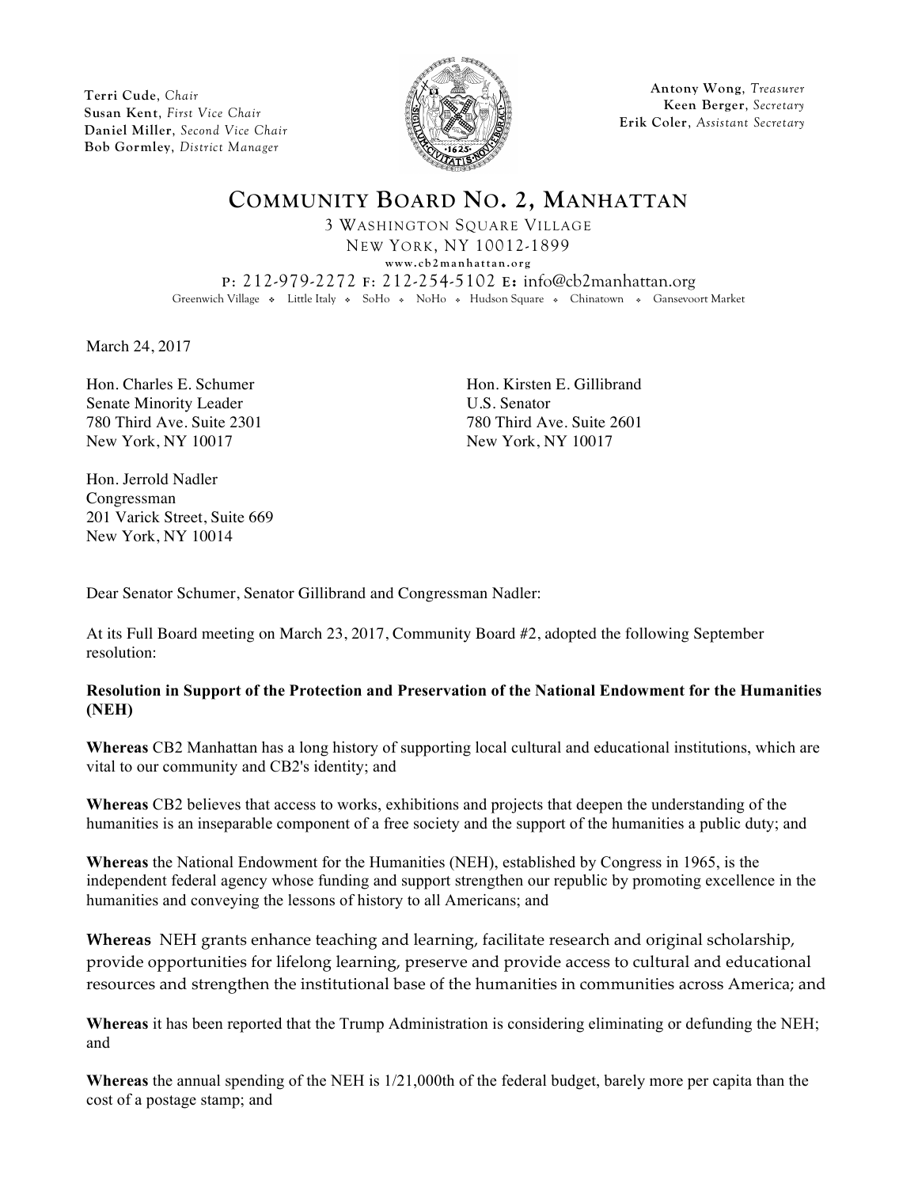**Terri Cude**, *Chair*
**Susan Kent**, *First Vice Chair*
**Daniel Miller**, *Second Vice Chair*
**Bob Gormley**, *District Manager*

**Antony Wong**, *Treasurer*
**Keen Berger**, *Secretary*
**Erik Coler**, *Assistant Secretary*

# COMMUNITY BOARD NO. 2, MANHATTAN

3 WASHINGTON SQUARE VILLAGE
NEW YORK, NY 10012-1899
www.cb2manhattan.org
P: 212-979-2272 F: 212-254-5102 E: info@cb2manhattan.org
Greenwich Village ❖ Little Italy ❖ SoHo ❖ NoHo ❖ Hudson Square ❖ Chinatown ❖ Gansevoort Market

March 24, 2017

Hon. Charles E. Schumer
Senate Minority Leader
780 Third Ave. Suite 2301
New York, NY 10017

Hon. Kirsten E. Gillibrand
U.S. Senator
780 Third Ave. Suite 2601
New York, NY 10017

Hon. Jerrold Nadler
Congressman
201 Varick Street, Suite 669
New York, NY 10014

Dear Senator Schumer, Senator Gillibrand and Congressman Nadler:

At its Full Board meeting on March 23, 2017, Community Board #2, adopted the following September resolution:

**Resolution in Support of the Protection and Preservation of the National Endowment for the Humanities (NEH)**

**Whereas** CB2 Manhattan has a long history of supporting local cultural and educational institutions, which are vital to our community and CB2's identity; and

**Whereas** CB2 believes that access to works, exhibitions and projects that deepen the understanding of the humanities is an inseparable component of a free society and the support of the humanities a public duty; and

**Whereas** the National Endowment for the Humanities (NEH), established by Congress in 1965, is the independent federal agency whose funding and support strengthen our republic by promoting excellence in the humanities and conveying the lessons of history to all Americans; and

**Whereas** NEH grants enhance teaching and learning, facilitate research and original scholarship, provide opportunities for lifelong learning, preserve and provide access to cultural and educational resources and strengthen the institutional base of the humanities in communities across America; and

**Whereas** it has been reported that the Trump Administration is considering eliminating or defunding the NEH; and

**Whereas** the annual spending of the NEH is 1/21,000th of the federal budget, barely more per capita than the cost of a postage stamp; and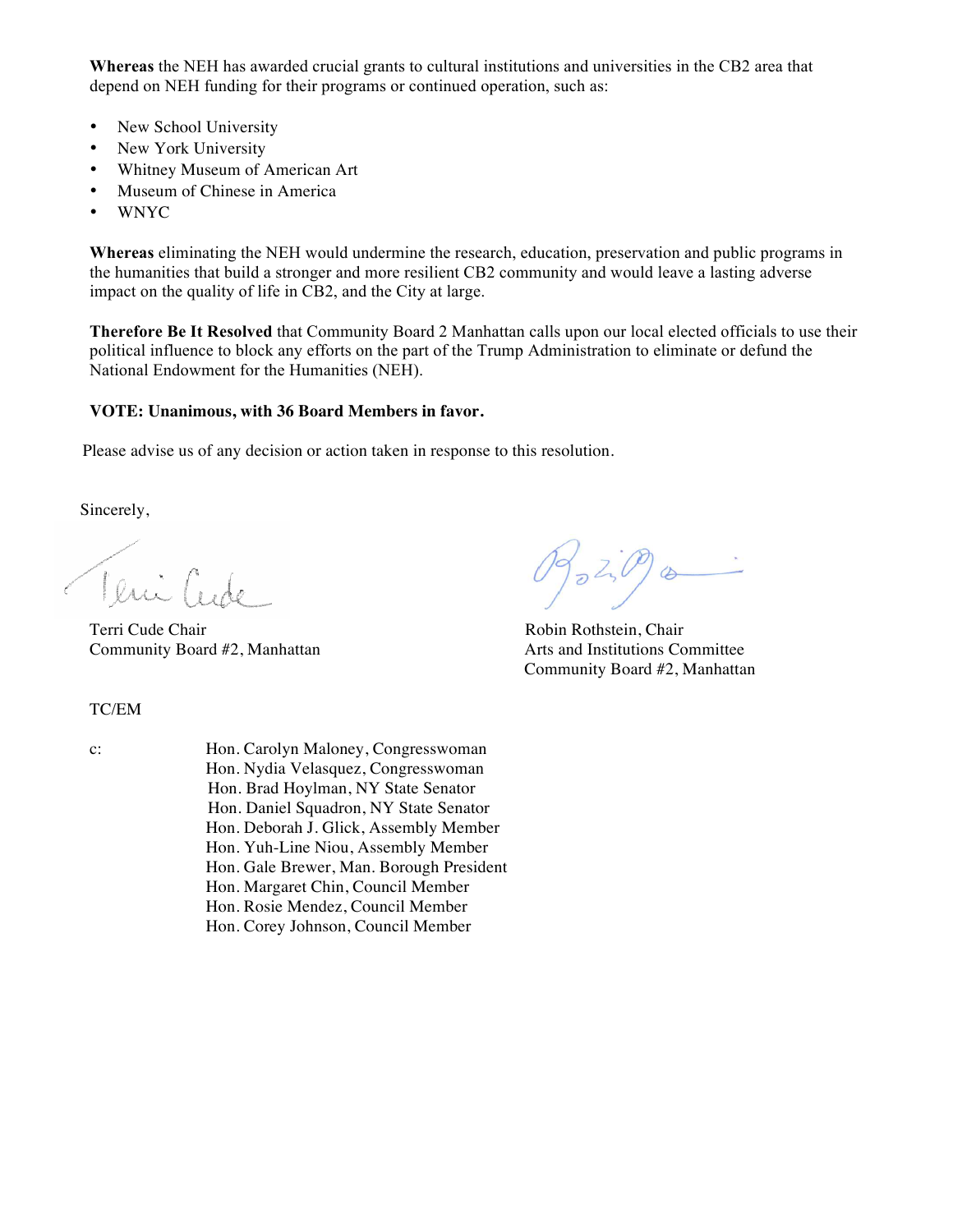**Whereas** the NEH has awarded crucial grants to cultural institutions and universities in the CB2 area that depend on NEH funding for their programs or continued operation, such as:

- New School University
- New York University
- Whitney Museum of American Art
- Museum of Chinese in America
- WNYC

**Whereas** eliminating the NEH would undermine the research, education, preservation and public programs in the humanities that build a stronger and more resilient CB2 community and would leave a lasting adverse impact on the quality of life in CB2, and the City at large.

**Therefore Be It Resolved** that Community Board 2 Manhattan calls upon our local elected officials to use their political influence to block any efforts on the part of the Trump Administration to eliminate or defund the National Endowment for the Humanities (NEH).

**VOTE: Unanimous, with 36 Board Members in favor.**

Please advise us of any decision or action taken in response to this resolution.

Sincerely,

Terri Cude Chair
Community Board #2, Manhattan

Robin Rothstein, Chair
Arts and Institutions Committee
Community Board #2, Manhattan

TC/EM

c: Hon. Carolyn Maloney, Congresswoman
Hon. Nydia Velasquez, Congresswoman
Hon. Brad Hoylman, NY State Senator
Hon. Daniel Squadron, NY State Senator
Hon. Deborah J. Glick, Assembly Member
Hon. Yuh-Line Niou, Assembly Member
Hon. Gale Brewer, Man. Borough President
Hon. Margaret Chin, Council Member
Hon. Rosie Mendez, Council Member
Hon. Corey Johnson, Council Member